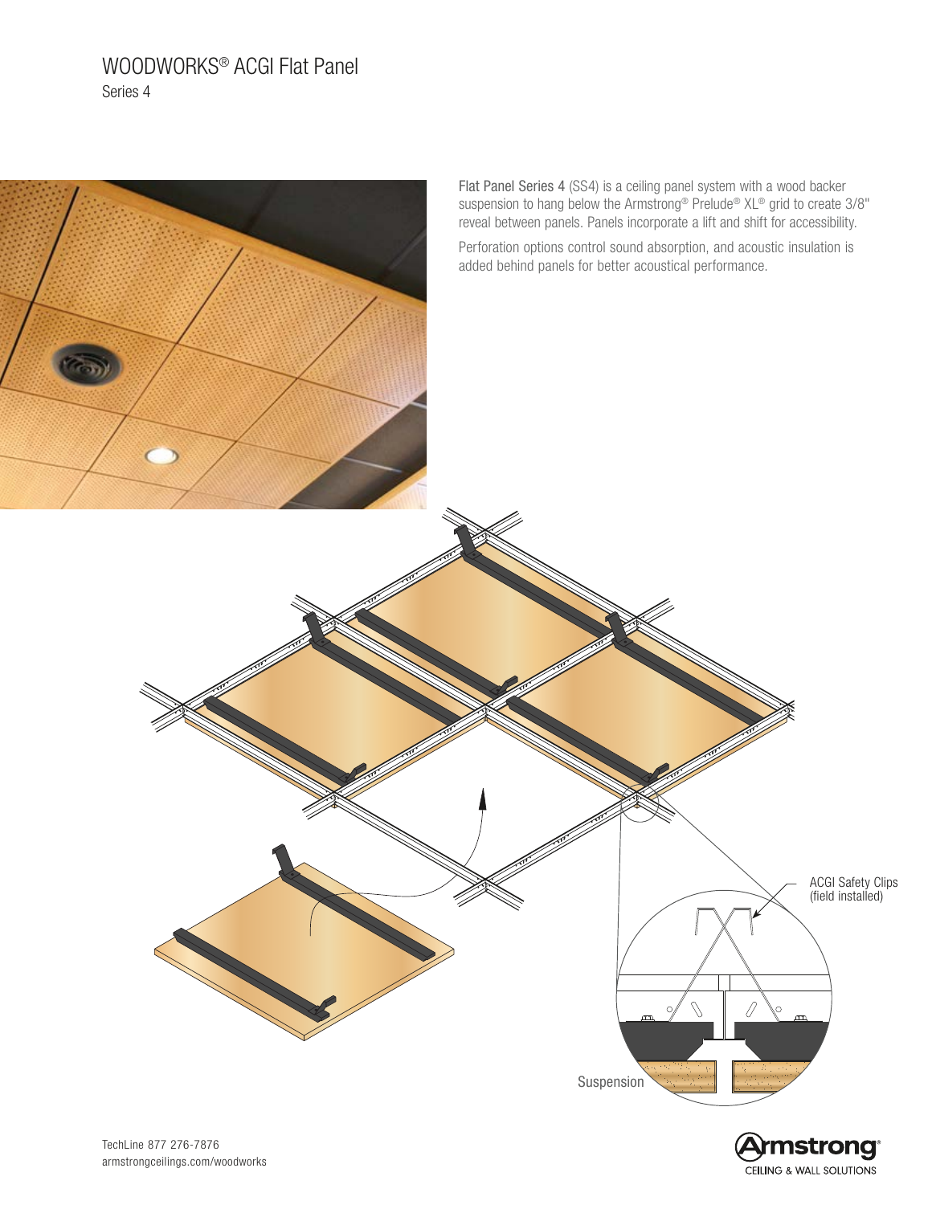# WOODWORKS® ACGI Flat Panel

Series 4

**Flat Panel Series 4** (SS4) is a ceiling panel system with a wood backer suspension to hang below the Armstrong® Prelude® XL® grid to create 3/8" reveal between panels. Panels incorporate a lift and shift for accessibility.

Perforation options control sound absorption, and acoustic insulation is added behind panels for better acoustical performance.

ACGI Safety Clips (field installed)

Suspension

TechLine 877 276-7876
armstrongceilings.com/woodworks

Armstrong® CEILING & WALL SOLUTIONS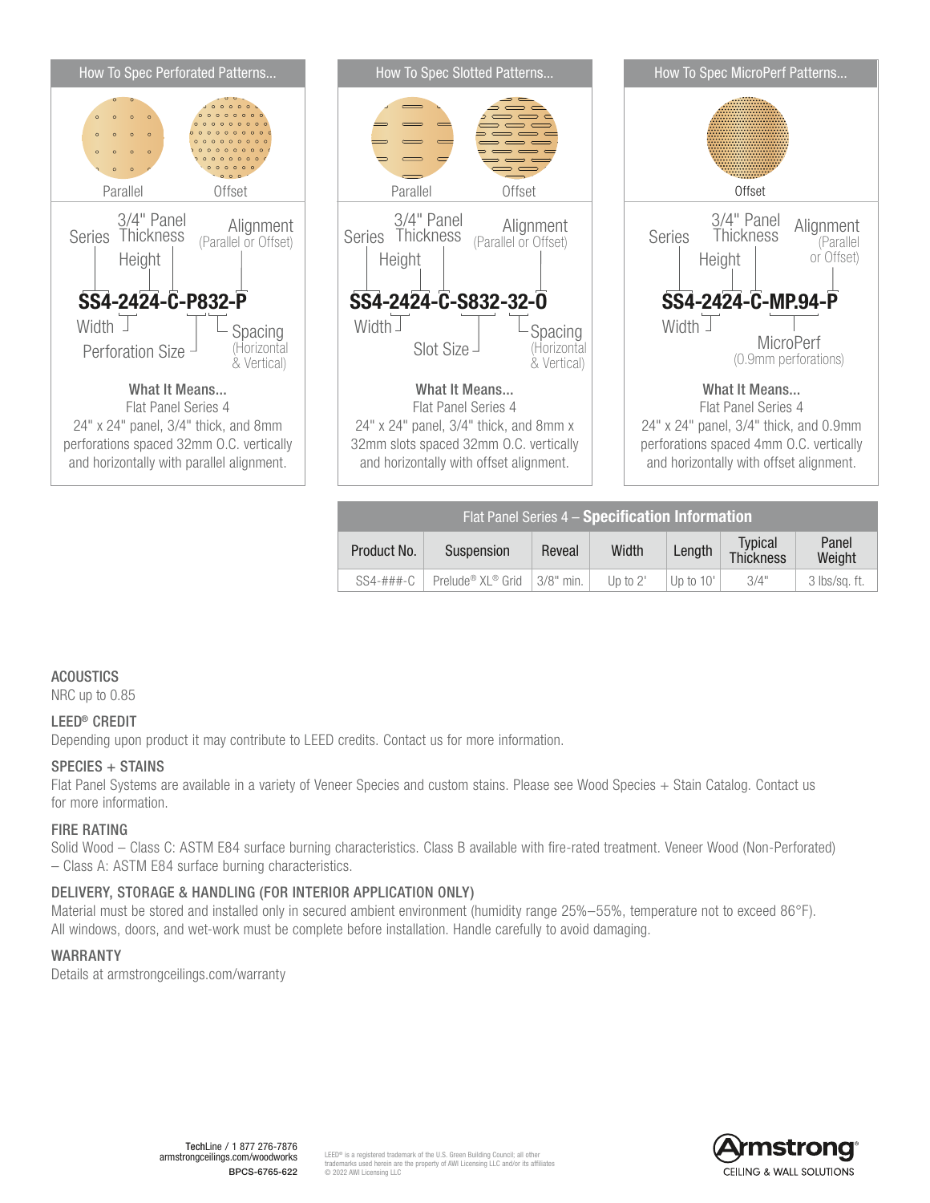## How To Spec Perforated Patterns...

Parallel    Offset

Series · 3/4" Panel Thickness · Height · Alignment (Parallel or Offset)

**SS4-2424-C-P832-P**

Width · Perforation Size · Spacing (Horizontal & Vertical)

**What It Means...**
Flat Panel Series 4
24" x 24" panel, 3/4" thick, and 8mm perforations spaced 32mm O.C. vertically and horizontally with parallel alignment.

## How To Spec Slotted Patterns...

Parallel    Offset

Series · 3/4" Panel Thickness · Height · Alignment (Parallel or Offset)

**SS4-2424-C-S832-32-O**

Width · Slot Size · Spacing (Horizontal & Vertical)

**What It Means...**
Flat Panel Series 4
24" x 24" panel, 3/4" thick, and 8mm x 32mm slots spaced 32mm O.C. vertically and horizontally with offset alignment.

## How To Spec MicroPerf Patterns...

Offset

Series · 3/4" Panel Thickness · Height · Alignment (Parallel or Offset)

**SS4-2424-C-MP.94-P**

Width · MicroPerf (0.9mm perforations)

**What It Means...**
Flat Panel Series 4
24" x 24" panel, 3/4" thick, and 0.9mm perforations spaced 4mm O.C. vertically and horizontally with offset alignment.

## Flat Panel Series 4 – Specification Information

| Product No. | Suspension | Reveal | Width | Length | Typical Thickness | Panel Weight |
|---|---|---|---|---|---|---|
| SS4-###-C | Prelude® XL® Grid | 3/8" min. | Up to 2' | Up to 10' | 3/4" | 3 lbs/sq. ft. |

### ACOUSTICS
NRC up to 0.85

### LEED® CREDIT
Depending upon product it may contribute to LEED credits. Contact us for more information.

### SPECIES + STAINS
Flat Panel Systems are available in a variety of Veneer Species and custom stains. Please see Wood Species + Stain Catalog. Contact us for more information.

### FIRE RATING
Solid Wood – Class C: ASTM E84 surface burning characteristics. Class B available with fire-rated treatment. Veneer Wood (Non-Perforated) – Class A: ASTM E84 surface burning characteristics.

### DELIVERY, STORAGE & HANDLING (FOR INTERIOR APPLICATION ONLY)
Material must be stored and installed only in secured ambient environment (humidity range 25%–55%, temperature not to exceed 86°F). All windows, doors, and wet-work must be complete before installation. Handle carefully to avoid damaging.

### WARRANTY
Details at armstrongceilings.com/warranty

TechLine / 1 877 276-7876
armstrongceilings.com/woodworks
BPCS-6765-622

LEED® is a registered trademark of the U.S. Green Building Council; all other trademarks used herein are the property of AWI Licensing LLC and/or its affiliates
© 2022 AWI Licensing LLC

Armstrong® CEILING & WALL SOLUTIONS